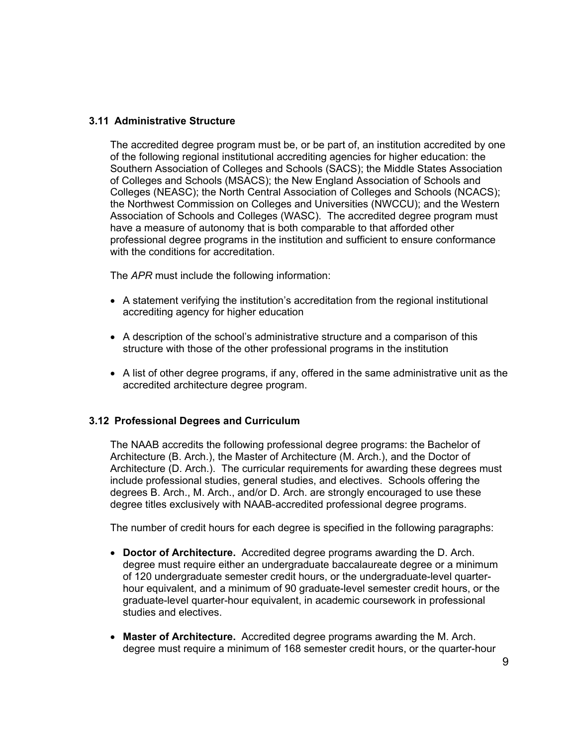### 3.11 Administrative Structure

The accredited degree program must be, or be part of, an institution accredited by one of the following regional institutional accrediting agencies for higher education: the Southern Association of Colleges and Schools (SACS); the Middle States Association of Colleges and Schools (MSACS); the New England Association of Schools and Colleges (NEASC); the North Central Association of Colleges and Schools (NCACS); the Northwest Commission on Colleges and Universities (NWCCU); and the Western Association of Schools and Colleges (WASC). The accredited degree program must have a measure of autonomy that is both comparable to that afforded other professional degree programs in the institution and sufficient to ensure conformance with the conditions for accreditation.

The *APR* must include the following information:

- A statement verifying the institution's accreditation from the regional institutional accrediting agency for higher education
- A description of the school's administrative structure and a comparison of this structure with those of the other professional programs in the institution
- A list of other degree programs, if any, offered in the same administrative unit as the accredited architecture degree program.

### 3.12 Professional Degrees and Curriculum

The NAAB accredits the following professional degree programs: the Bachelor of Architecture (B. Arch.), the Master of Architecture (M. Arch.), and the Doctor of Architecture (D. Arch.). The curricular requirements for awarding these degrees must include professional studies, general studies, and electives. Schools offering the degrees B. Arch., M. Arch., and/or D. Arch. are strongly encouraged to use these degree titles exclusively with NAAB-accredited professional degree programs.

The number of credit hours for each degree is specified in the following paragraphs:

- **Doctor of Architecture.** Accredited degree programs awarding the D. Arch. degree must require either an undergraduate baccalaureate degree or a minimum of 120 undergraduate semester credit hours, or the undergraduate-level quarter-hour equivalent, and a minimum of 90 graduate-level semester credit hours, or the graduate-level quarter-hour equivalent, in academic coursework in professional studies and electives.
- **Master of Architecture.** Accredited degree programs awarding the M. Arch. degree must require a minimum of 168 semester credit hours, or the quarter-hour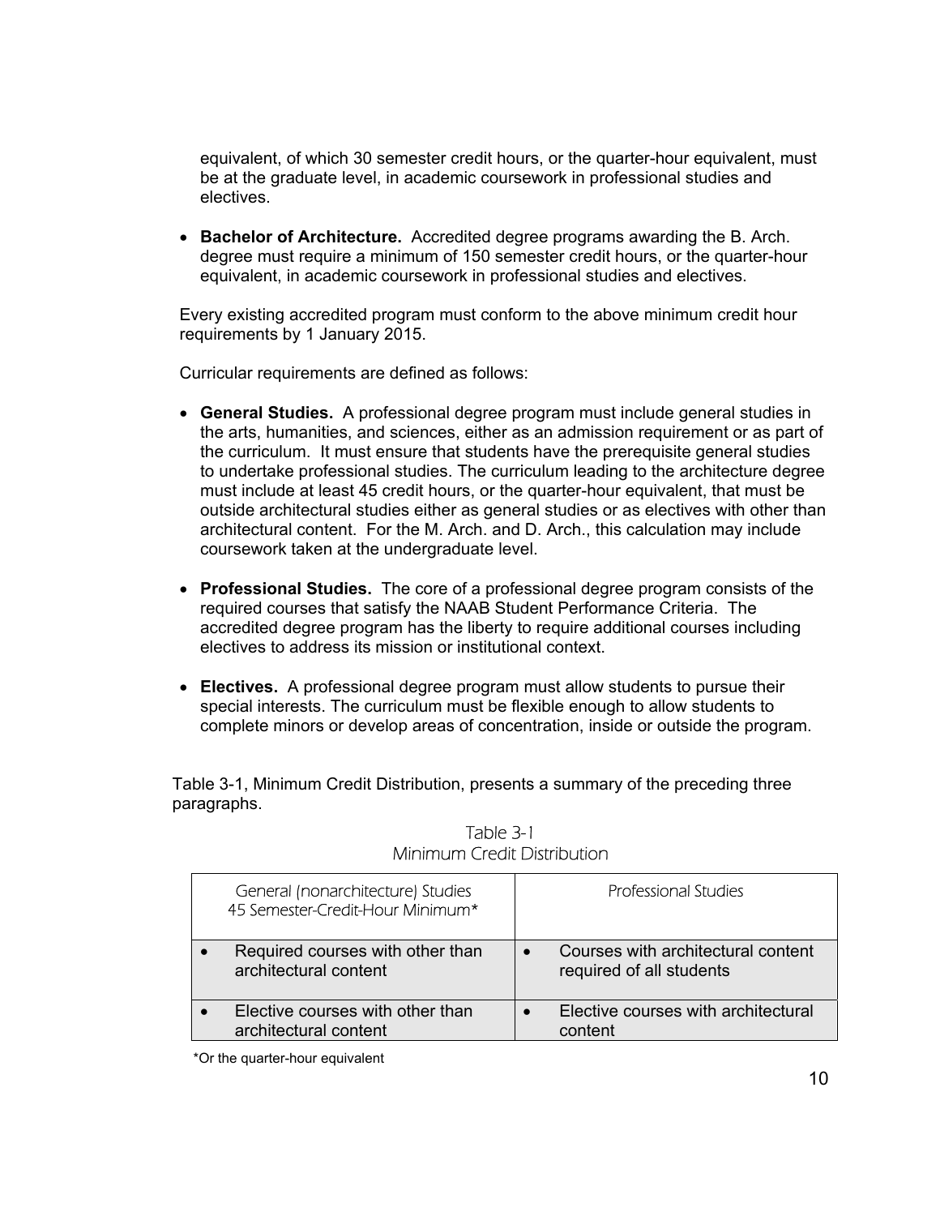equivalent, of which 30 semester credit hours, or the quarter-hour equivalent, must be at the graduate level, in academic coursework in professional studies and electives.

- **Bachelor of Architecture.** Accredited degree programs awarding the B. Arch. degree must require a minimum of 150 semester credit hours, or the quarter-hour equivalent, in academic coursework in professional studies and electives.

Every existing accredited program must conform to the above minimum credit hour requirements by 1 January 2015.

Curricular requirements are defined as follows:

- **General Studies.** A professional degree program must include general studies in the arts, humanities, and sciences, either as an admission requirement or as part of the curriculum. It must ensure that students have the prerequisite general studies to undertake professional studies. The curriculum leading to the architecture degree must include at least 45 credit hours, or the quarter-hour equivalent, that must be outside architectural studies either as general studies or as electives with other than architectural content. For the M. Arch. and D. Arch., this calculation may include coursework taken at the undergraduate level.

- **Professional Studies.** The core of a professional degree program consists of the required courses that satisfy the NAAB Student Performance Criteria. The accredited degree program has the liberty to require additional courses including electives to address its mission or institutional context.

- **Electives.** A professional degree program must allow students to pursue their special interests. The curriculum must be flexible enough to allow students to complete minors or develop areas of concentration, inside or outside the program.

Table 3-1, Minimum Credit Distribution, presents a summary of the preceding three paragraphs.

Table 3-1
Minimum Credit Distribution

| General (nonarchitecture) Studies 45 Semester-Credit-Hour Minimum* | Professional Studies |
|---|---|
| • Required courses with other than architectural content | • Courses with architectural content required of all students |
| • Elective courses with other than architectural content | • Elective courses with architectural content |

*Or the quarter-hour equivalent